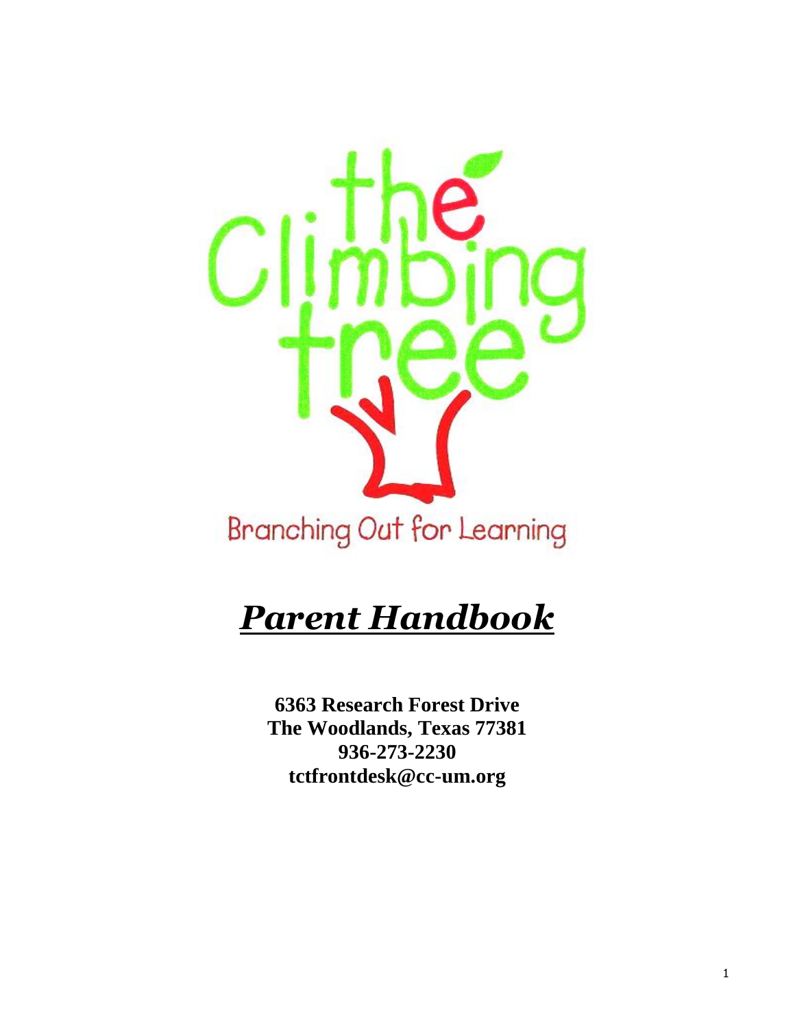the Climbing tree

Branching Out for Learning

# ***Parent Handbook***

**6363 Research Forest Drive**
**The Woodlands, Texas 77381**
**936-273-2230**
**tctfrontdesk@cc-um.org**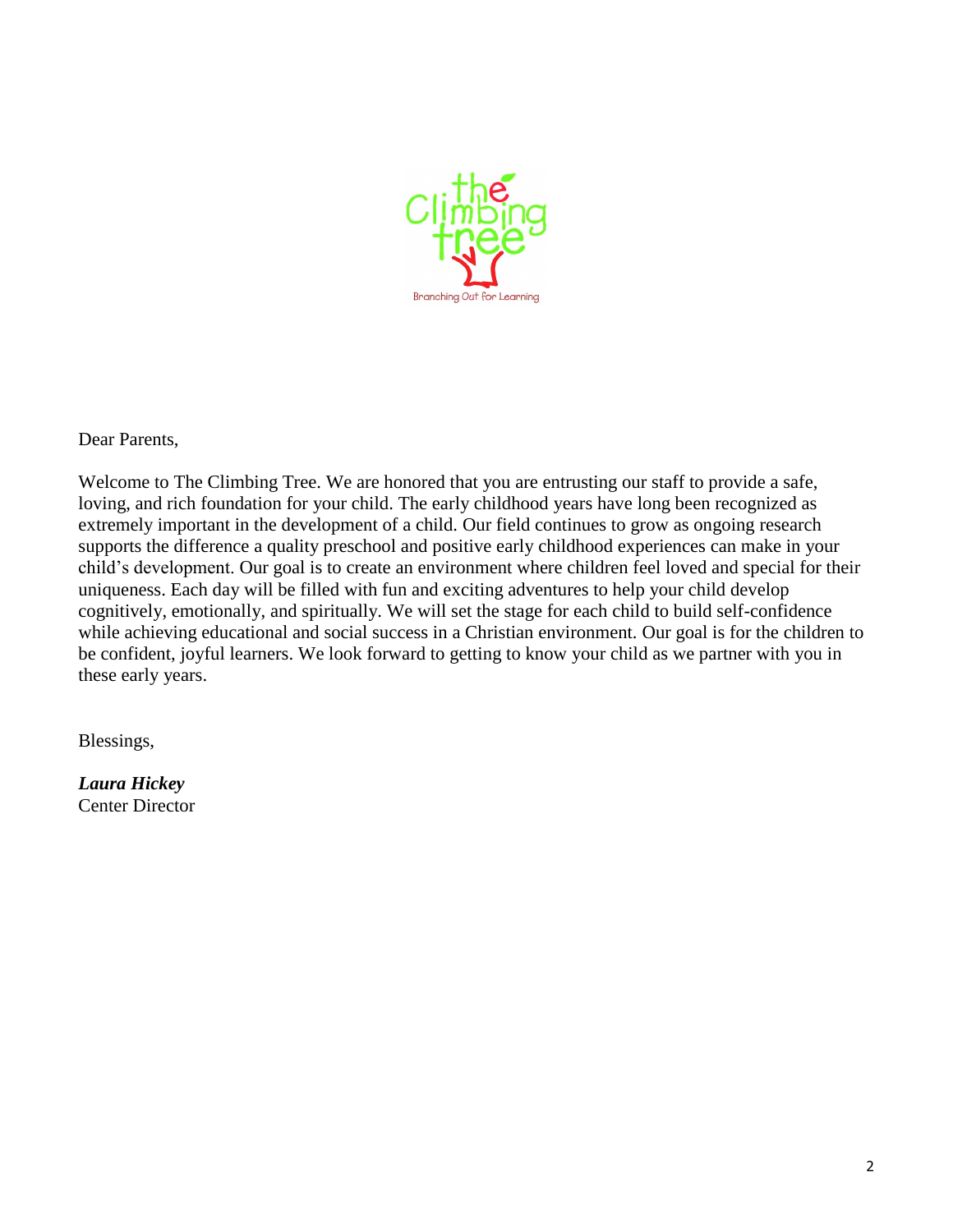Dear Parents,

Welcome to The Climbing Tree. We are honored that you are entrusting our staff to provide a safe, loving, and rich foundation for your child. The early childhood years have long been recognized as extremely important in the development of a child. Our field continues to grow as ongoing research supports the difference a quality preschool and positive early childhood experiences can make in your child's development. Our goal is to create an environment where children feel loved and special for their uniqueness. Each day will be filled with fun and exciting adventures to help your child develop cognitively, emotionally, and spiritually. We will set the stage for each child to build self-confidence while achieving educational and social success in a Christian environment. Our goal is for the children to be confident, joyful learners. We look forward to getting to know your child as we partner with you in these early years.

Blessings,

***Laura Hickey***
Center Director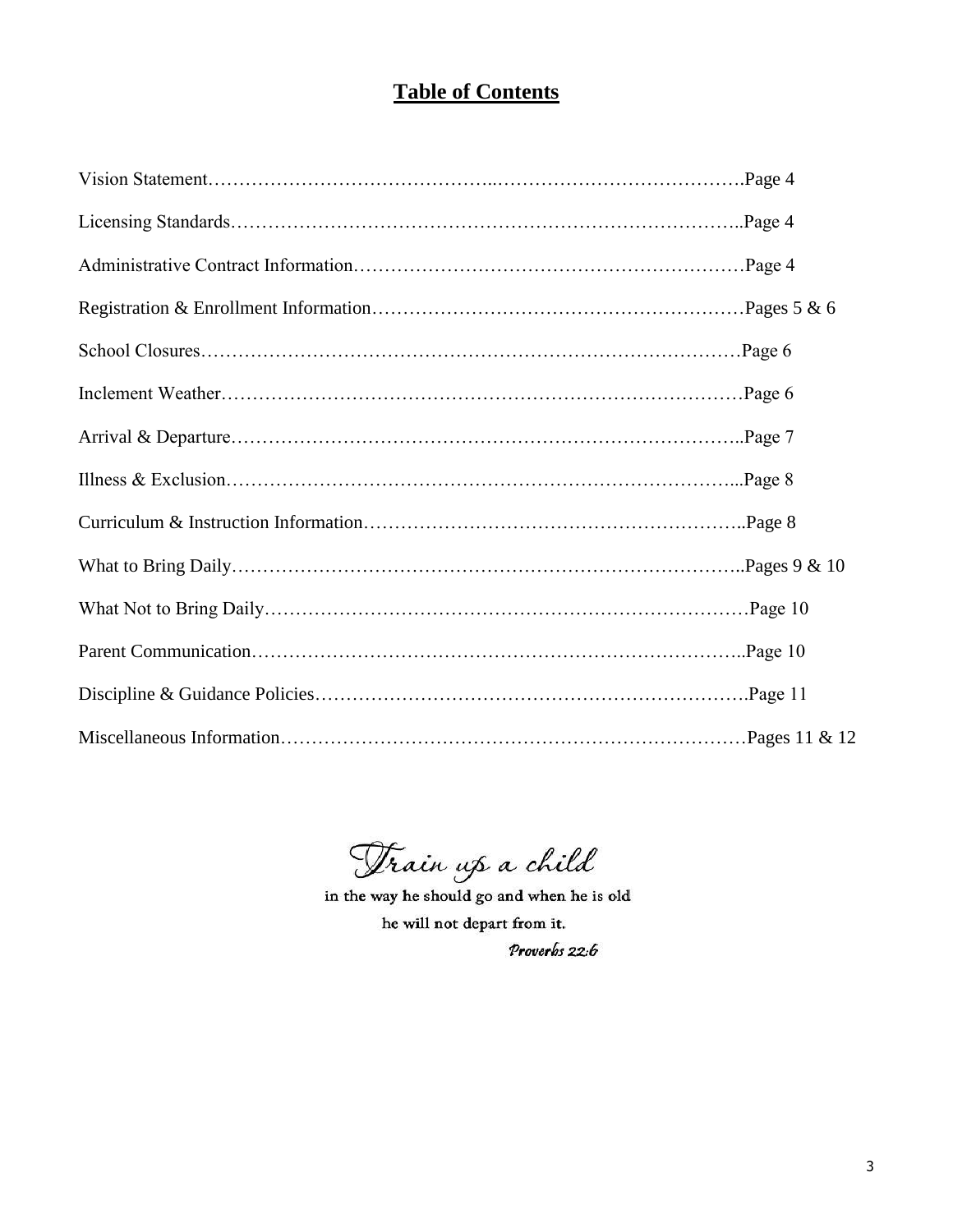# Table of Contents

Vision Statement……………………………………..………………………………….Page 4

Licensing Standards……………………………………………………………………..Page 4

Administrative Contract Information……………………………………………………Page 4

Registration & Enrollment Information…………………………………………………Pages 5 & 6

School Closures…………………………………………………………………………Page 6

Inclement Weather………………………………………………………………………Page 6

Arrival & Departure……………………………………………………………………..Page 7

Illness & Exclusion……………………………………………………………………...Page 8

Curriculum & Instruction Information…………………………………………………..Page 8

What to Bring Daily……………………………………………………………………..Pages 9 & 10

What Not to Bring Daily………………………………………………………………Page 10

Parent Communication…………………………………………………………………..Page 10

Discipline & Guidance Policies………………………………………………………….Page 11

Miscellaneous Information………………………………………………………………Pages 11 & 12

*Train up a child*
in the way he should go and when he is old
he will not depart from it.
*Proverbs 22:6*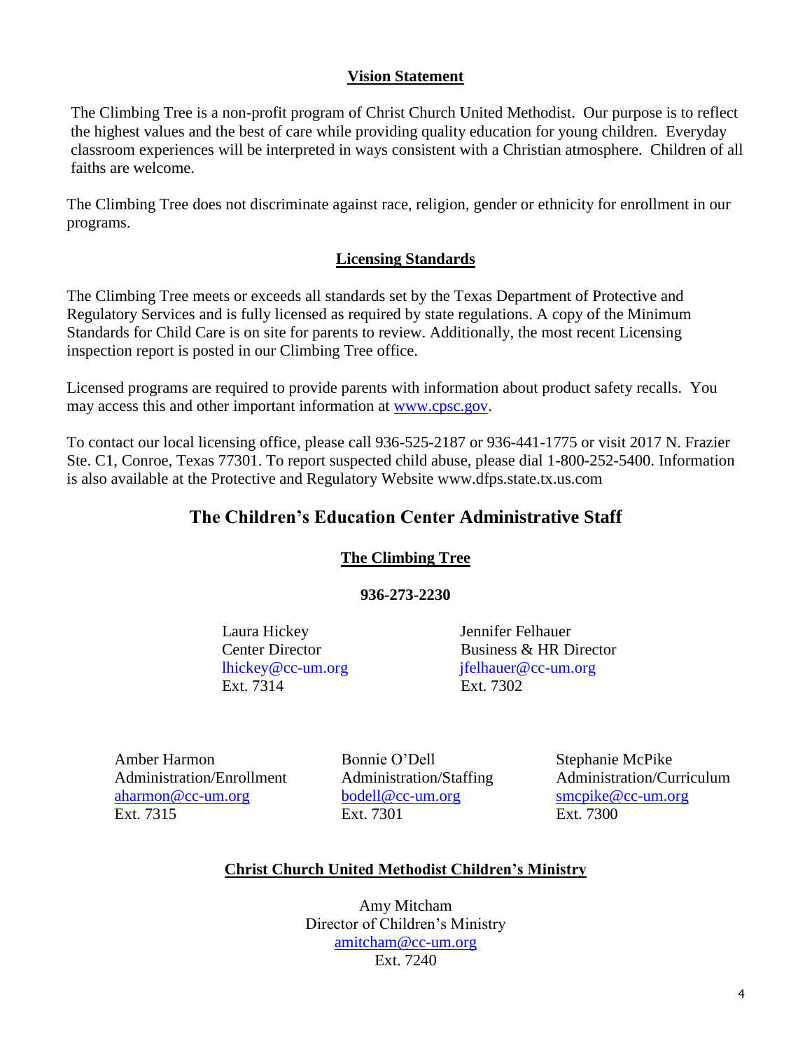## Vision Statement

The Climbing Tree is a non-profit program of Christ Church United Methodist. Our purpose is to reflect the highest values and the best of care while providing quality education for young children. Everyday classroom experiences will be interpreted in ways consistent with a Christian atmosphere. Children of all faiths are welcome.

The Climbing Tree does not discriminate against race, religion, gender or ethnicity for enrollment in our programs.

## Licensing Standards

The Climbing Tree meets or exceeds all standards set by the Texas Department of Protective and Regulatory Services and is fully licensed as required by state regulations. A copy of the Minimum Standards for Child Care is on site for parents to review. Additionally, the most recent Licensing inspection report is posted in our Climbing Tree office.

Licensed programs are required to provide parents with information about product safety recalls. You may access this and other important information at [www.cpsc.gov](http://www.cpsc.gov).

To contact our local licensing office, please call 936-525-2187 or 936-441-1775 or visit 2017 N. Frazier Ste. C1, Conroe, Texas 77301. To report suspected child abuse, please dial 1-800-252-5400. Information is also available at the Protective and Regulatory Website www.dfps.state.tx.us.com

# The Children's Education Center Administrative Staff

### The Climbing Tree

**936-273-2230**

Laura Hickey
Center Director
lhickey@cc-um.org
Ext. 7314

Jennifer Felhauer
Business & HR Director
jfelhauer@cc-um.org
Ext. 7302

Amber Harmon
Administration/Enrollment
aharmon@cc-um.org
Ext. 7315

Bonnie O'Dell
Administration/Staffing
bodell@cc-um.org
Ext. 7301

Stephanie McPike
Administration/Curriculum
smcpike@cc-um.org
Ext. 7300

### Christ Church United Methodist Children's Ministry

Amy Mitcham
Director of Children's Ministry
amitcham@cc-um.org
Ext. 7240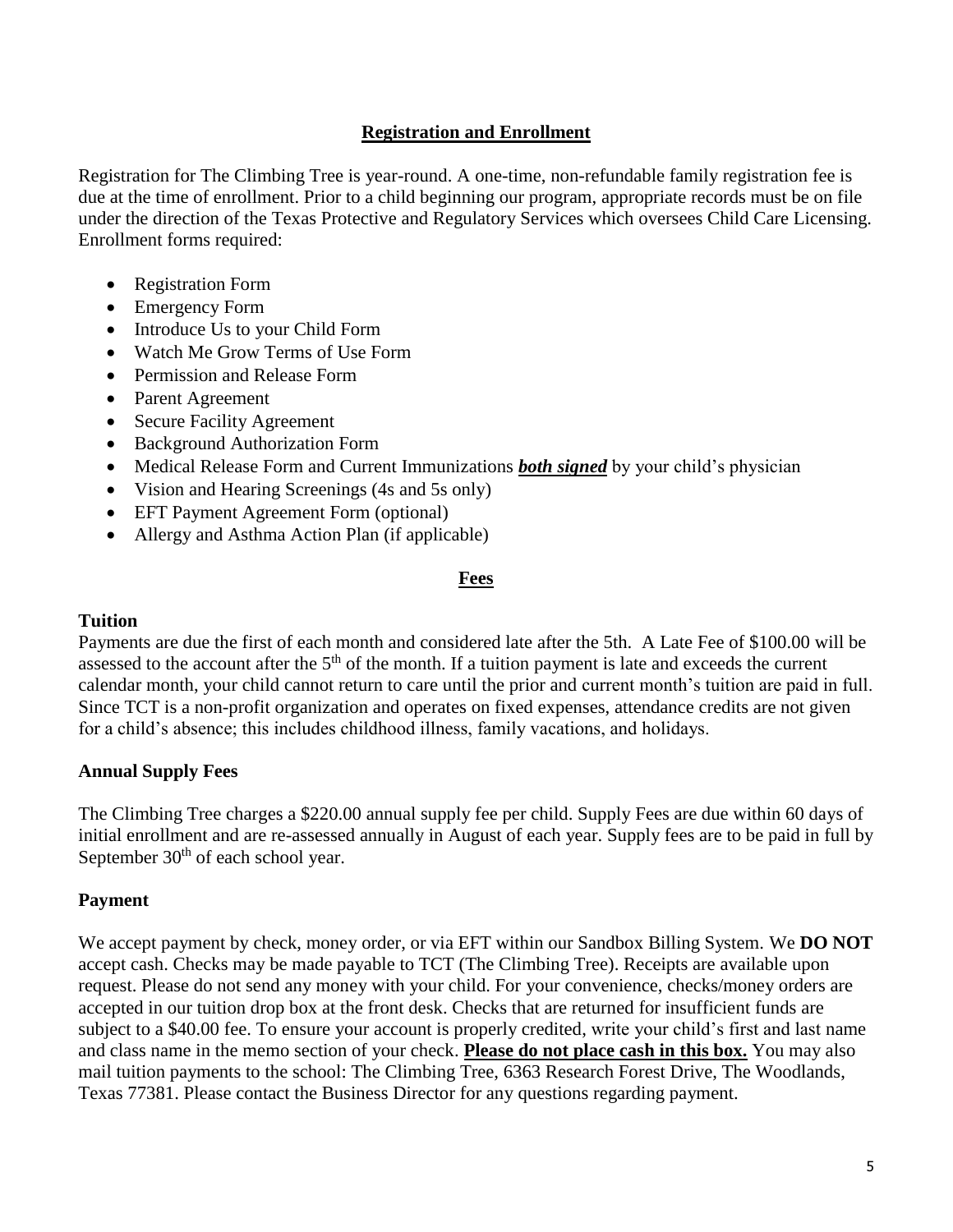## Registration and Enrollment

Registration for The Climbing Tree is year-round. A one-time, non-refundable family registration fee is due at the time of enrollment. Prior to a child beginning our program, appropriate records must be on file under the direction of the Texas Protective and Regulatory Services which oversees Child Care Licensing. Enrollment forms required:

- Registration Form
- Emergency Form
- Introduce Us to your Child Form
- Watch Me Grow Terms of Use Form
- Permission and Release Form
- Parent Agreement
- Secure Facility Agreement
- Background Authorization Form
- Medical Release Form and Current Immunizations ***both signed*** by your child's physician
- Vision and Hearing Screenings (4s and 5s only)
- EFT Payment Agreement Form (optional)
- Allergy and Asthma Action Plan (if applicable)

## Fees

### Tuition

Payments are due the first of each month and considered late after the 5th. A Late Fee of $100.00 will be assessed to the account after the 5th of the month. If a tuition payment is late and exceeds the current calendar month, your child cannot return to care until the prior and current month's tuition are paid in full. Since TCT is a non-profit organization and operates on fixed expenses, attendance credits are not given for a child's absence; this includes childhood illness, family vacations, and holidays.

### Annual Supply Fees

The Climbing Tree charges a $220.00 annual supply fee per child. Supply Fees are due within 60 days of initial enrollment and are re-assessed annually in August of each year. Supply fees are to be paid in full by September 30th of each school year.

### Payment

We accept payment by check, money order, or via EFT within our Sandbox Billing System. We **DO NOT** accept cash. Checks may be made payable to TCT (The Climbing Tree). Receipts are available upon request. Please do not send any money with your child. For your convenience, checks/money orders are accepted in our tuition drop box at the front desk. Checks that are returned for insufficient funds are subject to a $40.00 fee. To ensure your account is properly credited, write your child's first and last name and class name in the memo section of your check. **Please do not place cash in this box.** You may also mail tuition payments to the school: The Climbing Tree, 6363 Research Forest Drive, The Woodlands, Texas 77381. Please contact the Business Director for any questions regarding payment.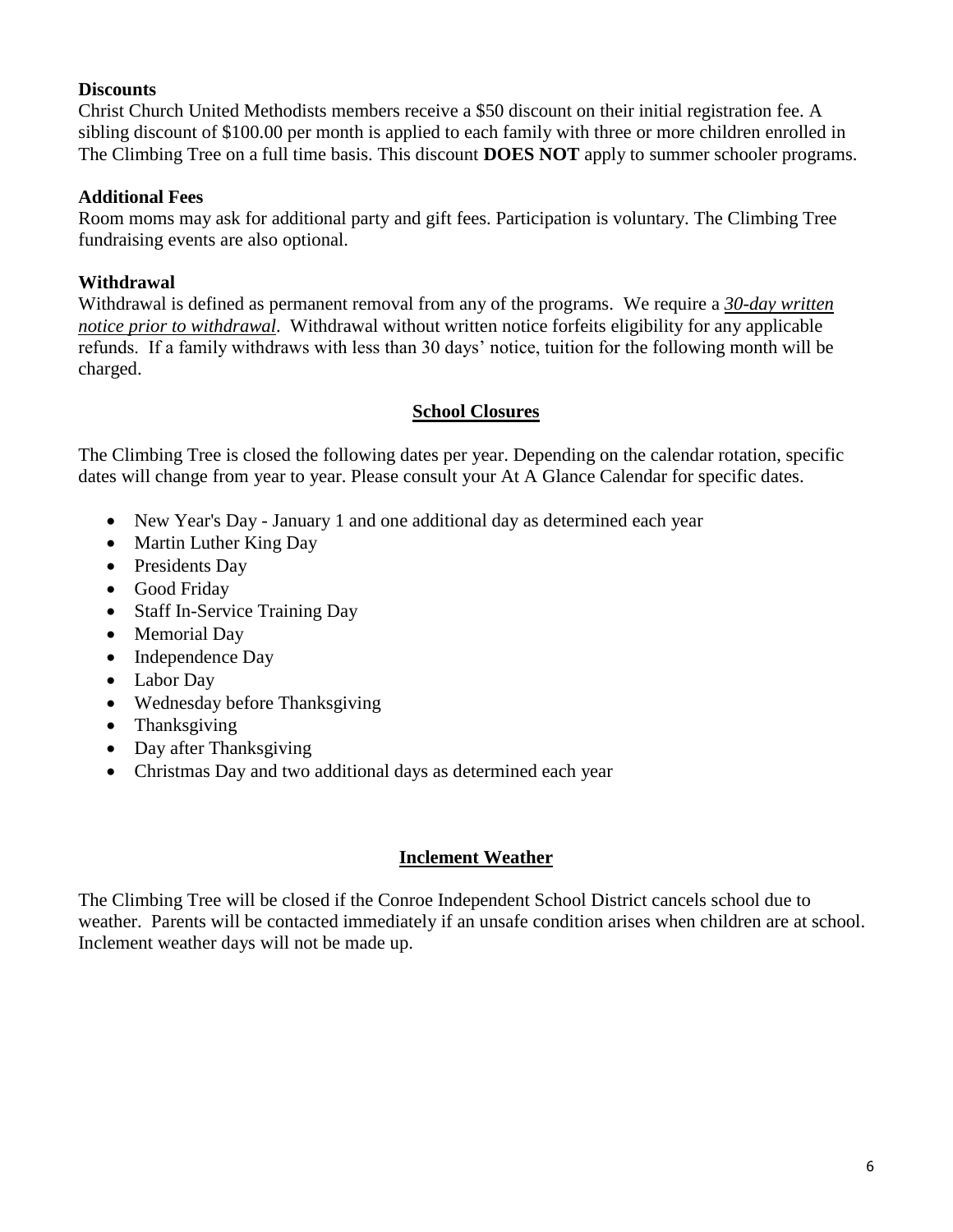**Discounts**

Christ Church United Methodists members receive a $50 discount on their initial registration fee. A sibling discount of $100.00 per month is applied to each family with three or more children enrolled in The Climbing Tree on a full time basis. This discount **DOES NOT** apply to summer schooler programs.

**Additional Fees**

Room moms may ask for additional party and gift fees. Participation is voluntary. The Climbing Tree fundraising events are also optional.

**Withdrawal**

Withdrawal is defined as permanent removal from any of the programs. We require a ***30-day written notice prior to withdrawal***. Withdrawal without written notice forfeits eligibility for any applicable refunds. If a family withdraws with less than 30 days' notice, tuition for the following month will be charged.

## School Closures

The Climbing Tree is closed the following dates per year. Depending on the calendar rotation, specific dates will change from year to year. Please consult your At A Glance Calendar for specific dates.

- New Year's Day - January 1 and one additional day as determined each year
- Martin Luther King Day
- Presidents Day
- Good Friday
- Staff In-Service Training Day
- Memorial Day
- Independence Day
- Labor Day
- Wednesday before Thanksgiving
- Thanksgiving
- Day after Thanksgiving
- Christmas Day and two additional days as determined each year

## Inclement Weather

The Climbing Tree will be closed if the Conroe Independent School District cancels school due to weather. Parents will be contacted immediately if an unsafe condition arises when children are at school. Inclement weather days will not be made up.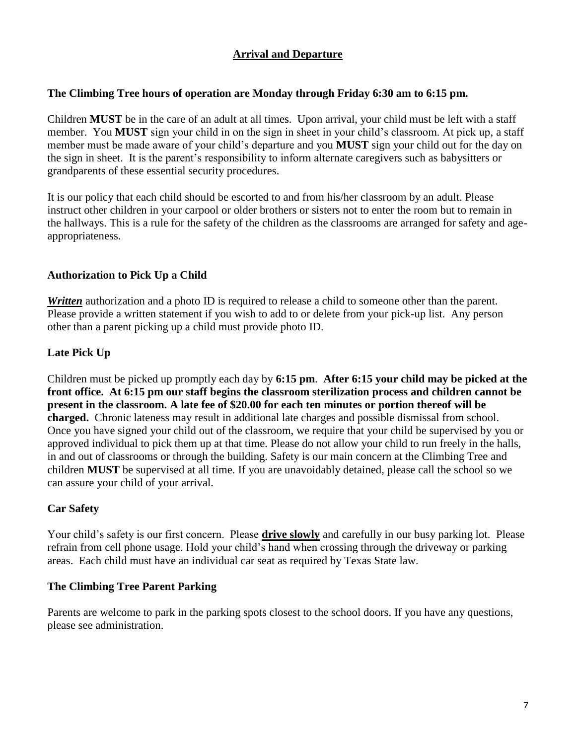## Arrival and Departure

**The Climbing Tree hours of operation are Monday through Friday 6:30 am to 6:15 pm.**

Children **MUST** be in the care of an adult at all times. Upon arrival, your child must be left with a staff member. You **MUST** sign your child in on the sign in sheet in your child's classroom. At pick up, a staff member must be made aware of your child's departure and you **MUST** sign your child out for the day on the sign in sheet. It is the parent's responsibility to inform alternate caregivers such as babysitters or grandparents of these essential security procedures.

It is our policy that each child should be escorted to and from his/her classroom by an adult. Please instruct other children in your carpool or older brothers or sisters not to enter the room but to remain in the hallways. This is a rule for the safety of the children as the classrooms are arranged for safety and age-appropriateness.

### Authorization to Pick Up a Child

***Written*** authorization and a photo ID is required to release a child to someone other than the parent. Please provide a written statement if you wish to add to or delete from your pick-up list. Any person other than a parent picking up a child must provide photo ID.

### Late Pick Up

Children must be picked up promptly each day by **6:15 pm**. **After 6:15 your child may be picked at the front office. At 6:15 pm our staff begins the classroom sterilization process and children cannot be present in the classroom. A late fee of $20.00 for each ten minutes or portion thereof will be charged.** Chronic lateness may result in additional late charges and possible dismissal from school. Once you have signed your child out of the classroom, we require that your child be supervised by you or approved individual to pick them up at that time. Please do not allow your child to run freely in the halls, in and out of classrooms or through the building. Safety is our main concern at the Climbing Tree and children **MUST** be supervised at all time. If you are unavoidably detained, please call the school so we can assure your child of your arrival.

### Car Safety

Your child's safety is our first concern. Please **drive slowly** and carefully in our busy parking lot. Please refrain from cell phone usage. Hold your child's hand when crossing through the driveway or parking areas. Each child must have an individual car seat as required by Texas State law.

### The Climbing Tree Parent Parking

Parents are welcome to park in the parking spots closest to the school doors. If you have any questions, please see administration.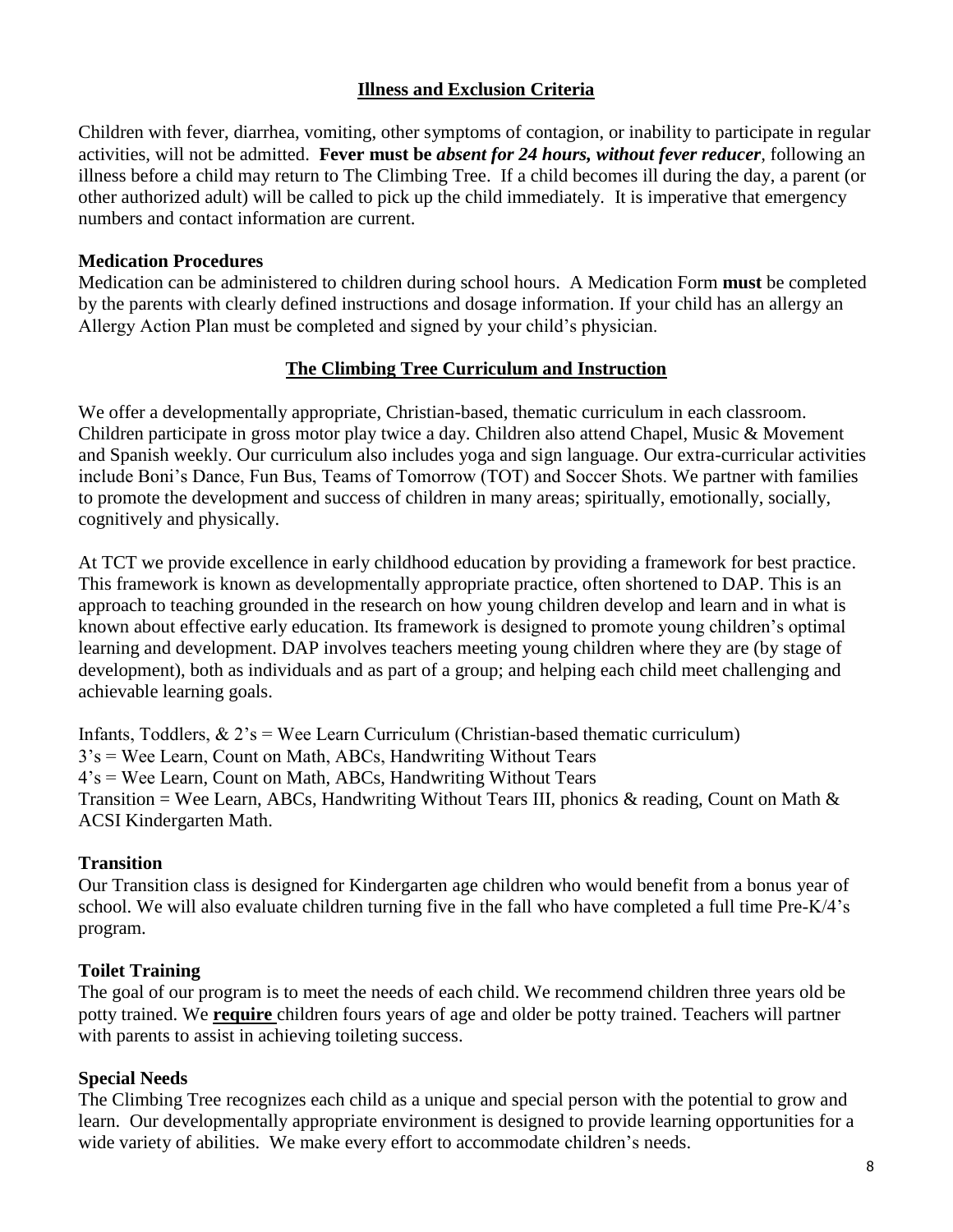## Illness and Exclusion Criteria

Children with fever, diarrhea, vomiting, other symptoms of contagion, or inability to participate in regular activities, will not be admitted. **Fever must be *absent for 24 hours, without fever reducer*,** following an illness before a child may return to The Climbing Tree. If a child becomes ill during the day, a parent (or other authorized adult) will be called to pick up the child immediately. It is imperative that emergency numbers and contact information are current.

### Medication Procedures

Medication can be administered to children during school hours. A Medication Form **must** be completed by the parents with clearly defined instructions and dosage information. If your child has an allergy an Allergy Action Plan must be completed and signed by your child's physician.

## The Climbing Tree Curriculum and Instruction

We offer a developmentally appropriate, Christian-based, thematic curriculum in each classroom. Children participate in gross motor play twice a day. Children also attend Chapel, Music & Movement and Spanish weekly. Our curriculum also includes yoga and sign language. Our extra-curricular activities include Boni's Dance, Fun Bus, Teams of Tomorrow (TOT) and Soccer Shots. We partner with families to promote the development and success of children in many areas; spiritually, emotionally, socially, cognitively and physically.

At TCT we provide excellence in early childhood education by providing a framework for best practice. This framework is known as developmentally appropriate practice, often shortened to DAP. This is an approach to teaching grounded in the research on how young children develop and learn and in what is known about effective early education. Its framework is designed to promote young children's optimal learning and development. DAP involves teachers meeting young children where they are (by stage of development), both as individuals and as part of a group; and helping each child meet challenging and achievable learning goals.

Infants, Toddlers, & 2's = Wee Learn Curriculum (Christian-based thematic curriculum)
3's = Wee Learn, Count on Math, ABCs, Handwriting Without Tears
4's = Wee Learn, Count on Math, ABCs, Handwriting Without Tears
Transition = Wee Learn, ABCs, Handwriting Without Tears III, phonics & reading, Count on Math & ACSI Kindergarten Math.

### Transition

Our Transition class is designed for Kindergarten age children who would benefit from a bonus year of school. We will also evaluate children turning five in the fall who have completed a full time Pre-K/4's program.

### Toilet Training

The goal of our program is to meet the needs of each child. We recommend children three years old be potty trained. We **require** children fours years of age and older be potty trained. Teachers will partner with parents to assist in achieving toileting success.

### Special Needs

The Climbing Tree recognizes each child as a unique and special person with the potential to grow and learn. Our developmentally appropriate environment is designed to provide learning opportunities for a wide variety of abilities. We make every effort to accommodate children's needs.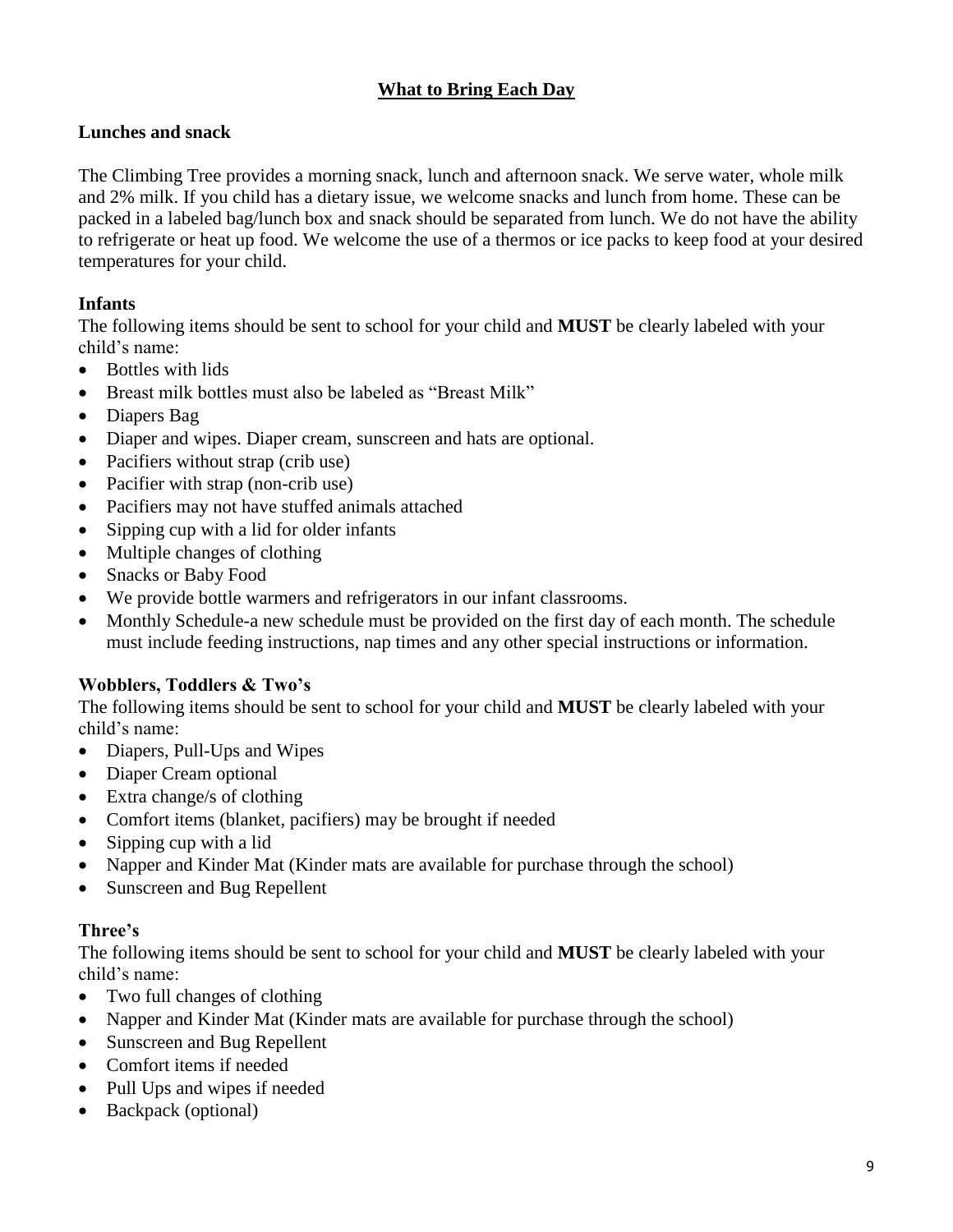## What to Bring Each Day

### Lunches and snack

The Climbing Tree provides a morning snack, lunch and afternoon snack. We serve water, whole milk and 2% milk. If you child has a dietary issue, we welcome snacks and lunch from home. These can be packed in a labeled bag/lunch box and snack should be separated from lunch. We do not have the ability to refrigerate or heat up food. We welcome the use of a thermos or ice packs to keep food at your desired temperatures for your child.

### Infants

The following items should be sent to school for your child and **MUST** be clearly labeled with your child's name:

- Bottles with lids
- Breast milk bottles must also be labeled as "Breast Milk"
- Diapers Bag
- Diaper and wipes. Diaper cream, sunscreen and hats are optional.
- Pacifiers without strap (crib use)
- Pacifier with strap (non-crib use)
- Pacifiers may not have stuffed animals attached
- Sipping cup with a lid for older infants
- Multiple changes of clothing
- Snacks or Baby Food
- We provide bottle warmers and refrigerators in our infant classrooms.
- Monthly Schedule-a new schedule must be provided on the first day of each month. The schedule must include feeding instructions, nap times and any other special instructions or information.

### Wobblers, Toddlers & Two's

The following items should be sent to school for your child and **MUST** be clearly labeled with your child's name:

- Diapers, Pull-Ups and Wipes
- Diaper Cream optional
- Extra change/s of clothing
- Comfort items (blanket, pacifiers) may be brought if needed
- Sipping cup with a lid
- Napper and Kinder Mat (Kinder mats are available for purchase through the school)
- Sunscreen and Bug Repellent

### Three's

The following items should be sent to school for your child and **MUST** be clearly labeled with your child's name:

- Two full changes of clothing
- Napper and Kinder Mat (Kinder mats are available for purchase through the school)
- Sunscreen and Bug Repellent
- Comfort items if needed
- Pull Ups and wipes if needed
- Backpack (optional)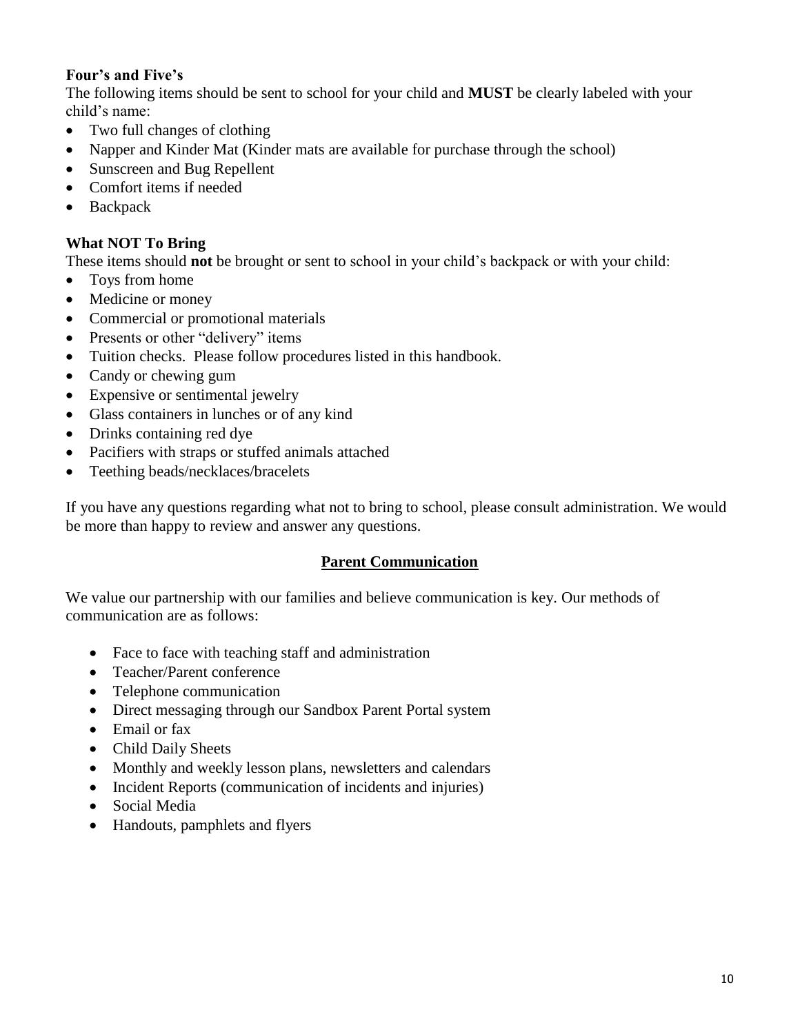### Four's and Five's

The following items should be sent to school for your child and **MUST** be clearly labeled with your child's name:

- Two full changes of clothing
- Napper and Kinder Mat (Kinder mats are available for purchase through the school)
- Sunscreen and Bug Repellent
- Comfort items if needed
- Backpack

### What NOT To Bring

These items should **not** be brought or sent to school in your child's backpack or with your child:

- Toys from home
- Medicine or money
- Commercial or promotional materials
- Presents or other "delivery" items
- Tuition checks. Please follow procedures listed in this handbook.
- Candy or chewing gum
- Expensive or sentimental jewelry
- Glass containers in lunches or of any kind
- Drinks containing red dye
- Pacifiers with straps or stuffed animals attached
- Teething beads/necklaces/bracelets

If you have any questions regarding what not to bring to school, please consult administration. We would be more than happy to review and answer any questions.

## Parent Communication

We value our partnership with our families and believe communication is key. Our methods of communication are as follows:

- Face to face with teaching staff and administration
- Teacher/Parent conference
- Telephone communication
- Direct messaging through our Sandbox Parent Portal system
- Email or fax
- Child Daily Sheets
- Monthly and weekly lesson plans, newsletters and calendars
- Incident Reports (communication of incidents and injuries)
- Social Media
- Handouts, pamphlets and flyers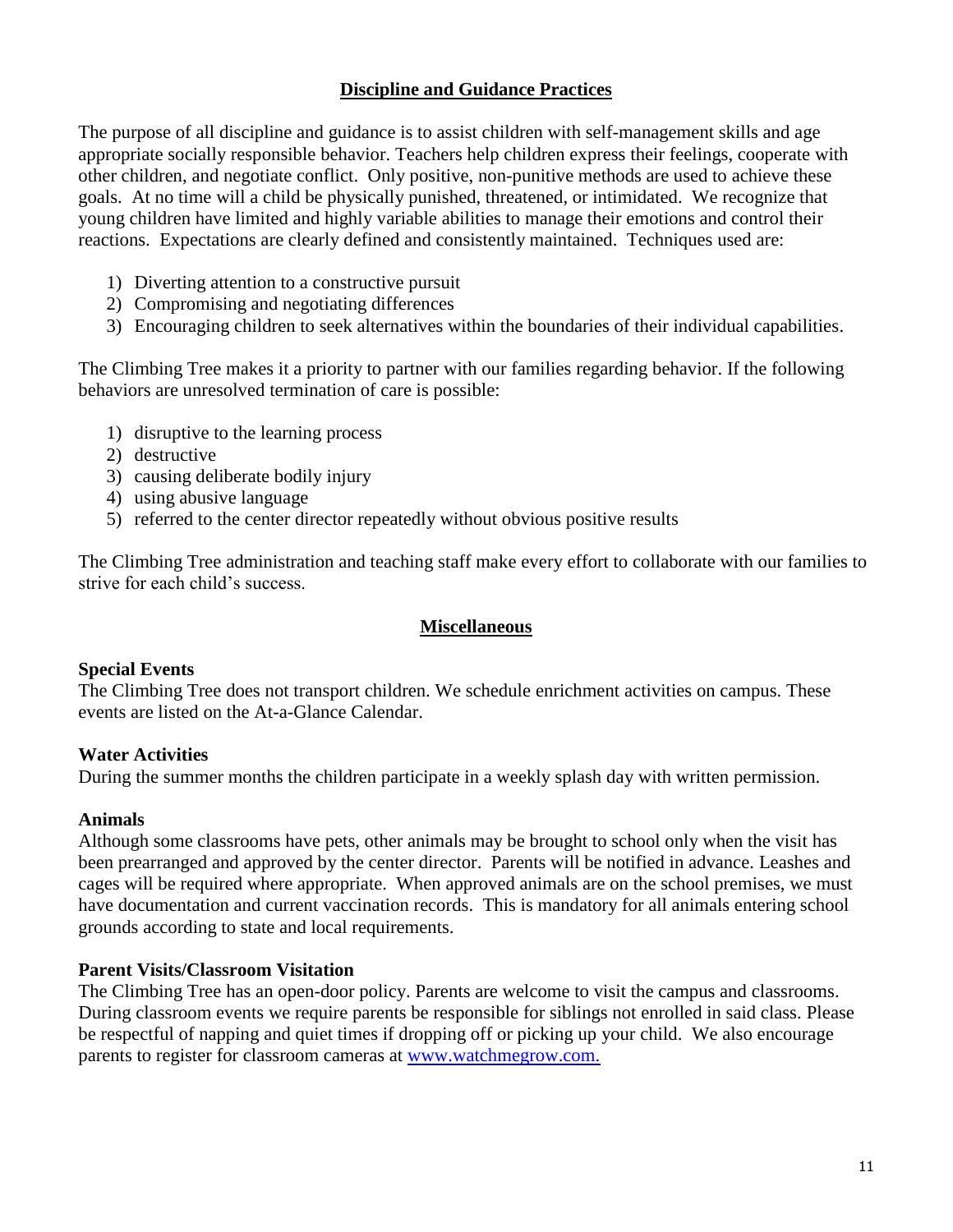## Discipline and Guidance Practices

The purpose of all discipline and guidance is to assist children with self-management skills and age appropriate socially responsible behavior. Teachers help children express their feelings, cooperate with other children, and negotiate conflict. Only positive, non-punitive methods are used to achieve these goals. At no time will a child be physically punished, threatened, or intimidated. We recognize that young children have limited and highly variable abilities to manage their emotions and control their reactions. Expectations are clearly defined and consistently maintained. Techniques used are:

1) Diverting attention to a constructive pursuit
2) Compromising and negotiating differences
3) Encouraging children to seek alternatives within the boundaries of their individual capabilities.

The Climbing Tree makes it a priority to partner with our families regarding behavior. If the following behaviors are unresolved termination of care is possible:

1) disruptive to the learning process
2) destructive
3) causing deliberate bodily injury
4) using abusive language
5) referred to the center director repeatedly without obvious positive results

The Climbing Tree administration and teaching staff make every effort to collaborate with our families to strive for each child's success.

## Miscellaneous

**Special Events**
The Climbing Tree does not transport children. We schedule enrichment activities on campus. These events are listed on the At-a-Glance Calendar.

**Water Activities**
During the summer months the children participate in a weekly splash day with written permission.

**Animals**
Although some classrooms have pets, other animals may be brought to school only when the visit has been prearranged and approved by the center director. Parents will be notified in advance. Leashes and cages will be required where appropriate. When approved animals are on the school premises, we must have documentation and current vaccination records. This is mandatory for all animals entering school grounds according to state and local requirements.

**Parent Visits/Classroom Visitation**
The Climbing Tree has an open-door policy. Parents are welcome to visit the campus and classrooms. During classroom events we require parents be responsible for siblings not enrolled in said class. Please be respectful of napping and quiet times if dropping off or picking up your child. We also encourage parents to register for classroom cameras at www.watchmegrow.com.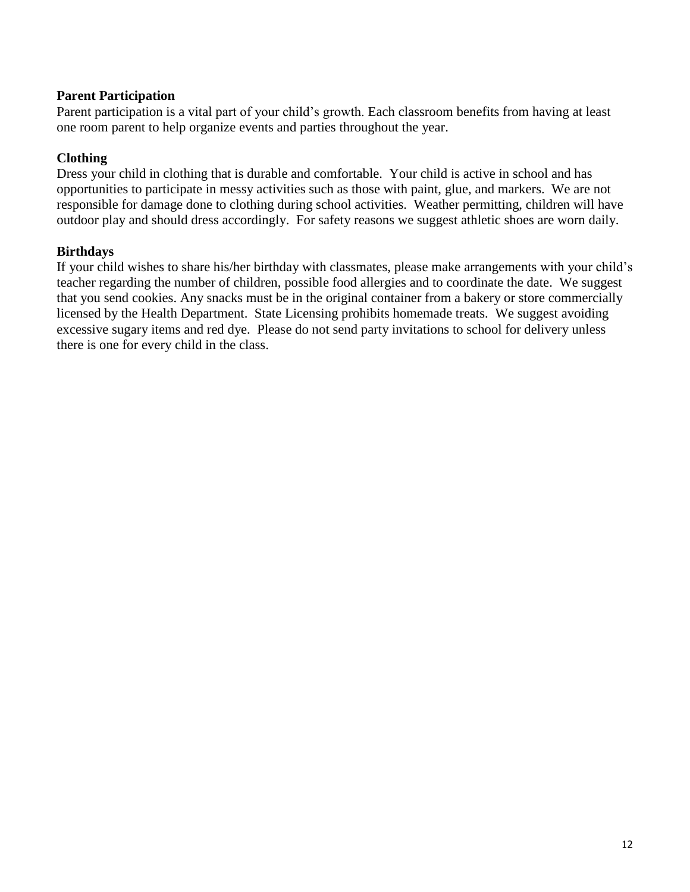**Parent Participation**

Parent participation is a vital part of your child's growth. Each classroom benefits from having at least one room parent to help organize events and parties throughout the year.

**Clothing**

Dress your child in clothing that is durable and comfortable. Your child is active in school and has opportunities to participate in messy activities such as those with paint, glue, and markers. We are not responsible for damage done to clothing during school activities. Weather permitting, children will have outdoor play and should dress accordingly. For safety reasons we suggest athletic shoes are worn daily.

**Birthdays**

If your child wishes to share his/her birthday with classmates, please make arrangements with your child's teacher regarding the number of children, possible food allergies and to coordinate the date. We suggest that you send cookies. Any snacks must be in the original container from a bakery or store commercially licensed by the Health Department. State Licensing prohibits homemade treats. We suggest avoiding excessive sugary items and red dye. Please do not send party invitations to school for delivery unless there is one for every child in the class.